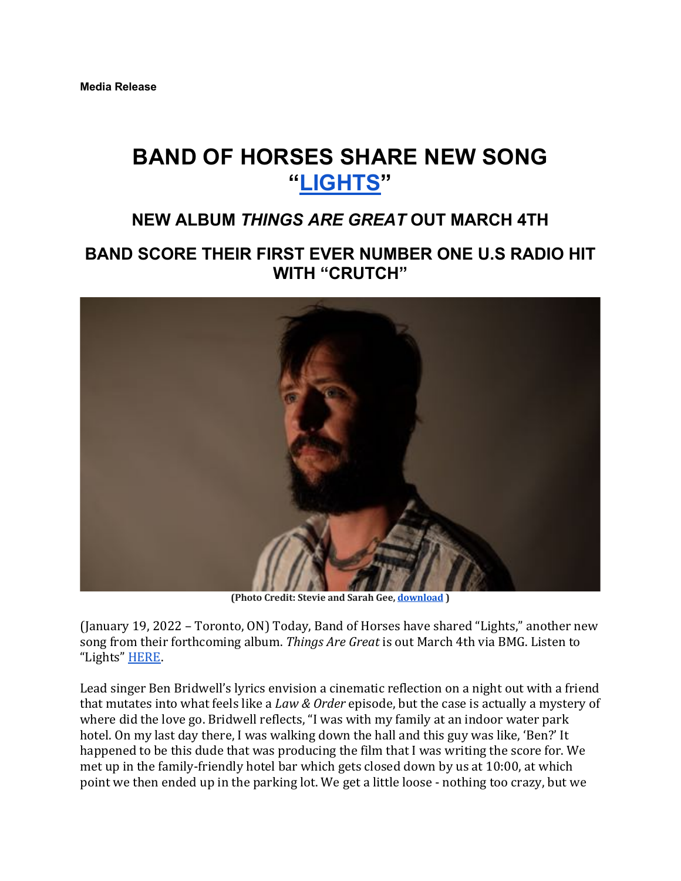**Media Release**

# BAND OF HORSES SHARE NEW SONG "LIGHTS"

## NEW ALBUM *THINGS ARE GREAT* OUT MARCH 4TH

## BAND SCORE THEIR FIRST EVER NUMBER ONE U.S RADIO HIT WITH "CRUTCH"

**(Photo Credit: Stevie and Sarah Gee, download )**

(January 19, 2022 – Toronto, ON) Today, Band of Horses have shared "Lights," another new song from their forthcoming album. *Things Are Great* is out March 4th via BMG. Listen to "Lights" HERE.

Lead singer Ben Bridwell's lyrics envision a cinematic reflection on a night out with a friend that mutates into what feels like a *Law & Order* episode, but the case is actually a mystery of where did the love go. Bridwell reflects, "I was with my family at an indoor water park hotel. On my last day there, I was walking down the hall and this guy was like, 'Ben?' It happened to be this dude that was producing the film that I was writing the score for. We met up in the family-friendly hotel bar which gets closed down by us at 10:00, at which point we then ended up in the parking lot. We get a little loose - nothing too crazy, but we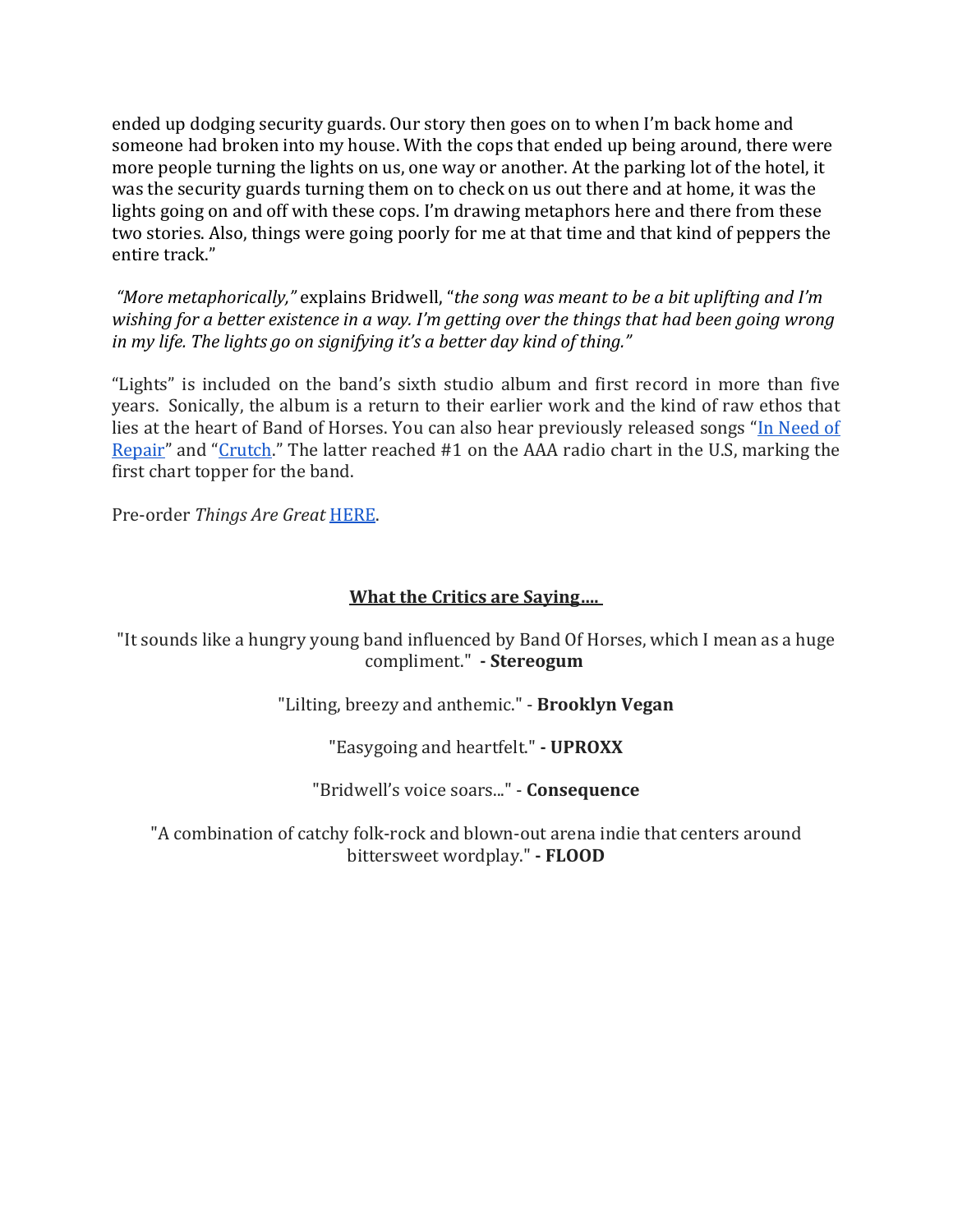ended up dodging security guards. Our story then goes on to when I'm back home and someone had broken into my house. With the cops that ended up being around, there were more people turning the lights on us, one way or another. At the parking lot of the hotel, it was the security guards turning them on to check on us out there and at home, it was the lights going on and off with these cops. I'm drawing metaphors here and there from these two stories. Also, things were going poorly for me at that time and that kind of peppers the entire track."

*"More metaphorically,"* explains Bridwell, "*the song was meant to be a bit uplifting and I'm wishing for a better existence in a way. I'm getting over the things that had been going wrong in my life. The lights go on signifying it's a better day kind of thing."*

"Lights" is included on the band's sixth studio album and first record in more than five years. Sonically, the album is a return to their earlier work and the kind of raw ethos that lies at the heart of Band of Horses. You can also hear previously released songs "[In Need of Repair]" and "[Crutch]." The latter reached #1 on the AAA radio chart in the U.S, marking the first chart topper for the band.

Pre-order *Things Are Great* [HERE].

**What the Critics are Saying….**

"It sounds like a hungry young band influenced by Band Of Horses, which I mean as a huge compliment." **- Stereogum**

"Lilting, breezy and anthemic." - **Brooklyn Vegan**

"Easygoing and heartfelt." **- UPROXX**

"Bridwell's voice soars..." - **Consequence**

"A combination of catchy folk-rock and blown-out arena indie that centers around bittersweet wordplay." **- FLOOD**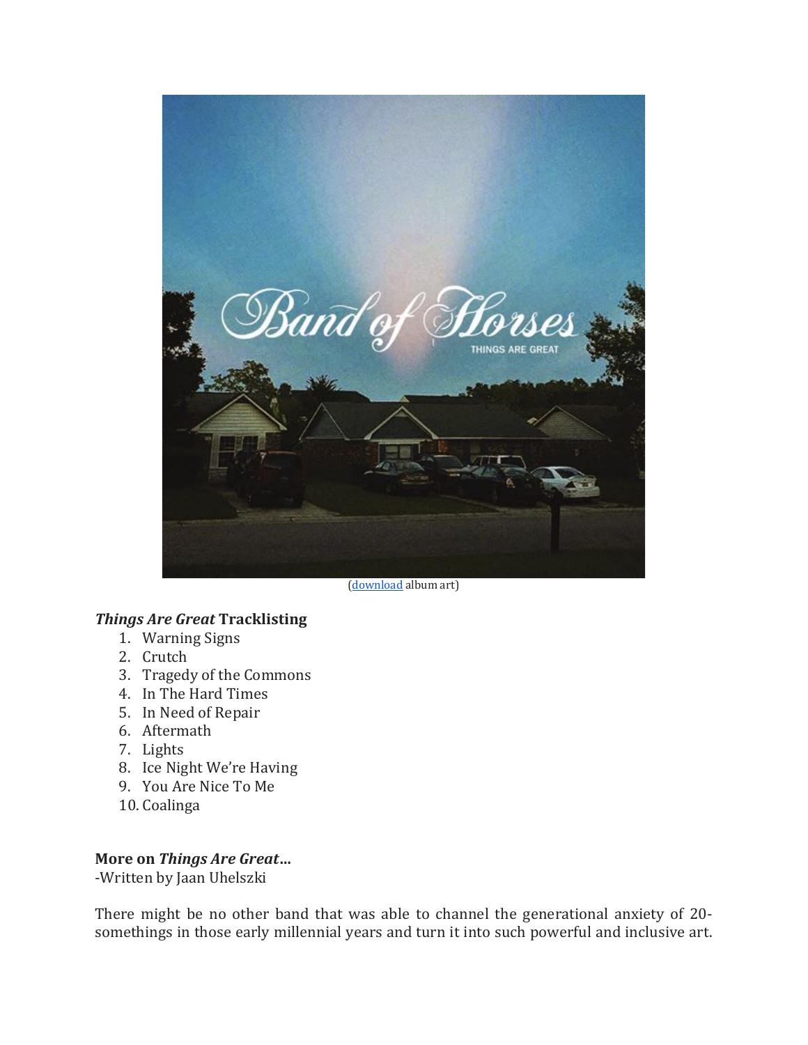(download album art)

**_Things Are Great_ Tracklisting**

1. Warning Signs
2. Crutch
3. Tragedy of the Commons
4. In The Hard Times
5. In Need of Repair
6. Aftermath
7. Lights
8. Ice Night We're Having
9. You Are Nice To Me
10. Coalinga

**More on _Things Are Great_...**
-Written by Jaan Uhelszki

There might be no other band that was able to channel the generational anxiety of 20-somethings in those early millennial years and turn it into such powerful and inclusive art.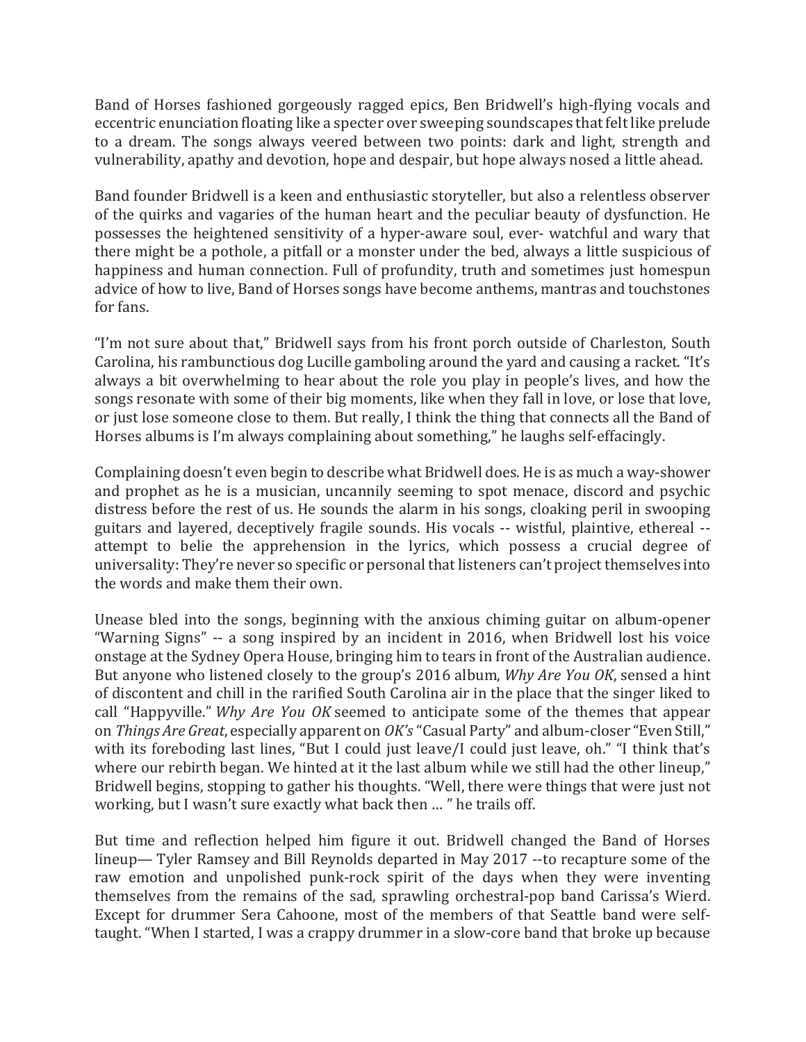Band of Horses fashioned gorgeously ragged epics, Ben Bridwell's high-flying vocals and eccentric enunciation floating like a specter over sweeping soundscapes that felt like prelude to a dream. The songs always veered between two points: dark and light, strength and vulnerability, apathy and devotion, hope and despair, but hope always nosed a little ahead.

Band founder Bridwell is a keen and enthusiastic storyteller, but also a relentless observer of the quirks and vagaries of the human heart and the peculiar beauty of dysfunction. He possesses the heightened sensitivity of a hyper-aware soul, ever- watchful and wary that there might be a pothole, a pitfall or a monster under the bed, always a little suspicious of happiness and human connection. Full of profundity, truth and sometimes just homespun advice of how to live, Band of Horses songs have become anthems, mantras and touchstones for fans.

"I'm not sure about that," Bridwell says from his front porch outside of Charleston, South Carolina, his rambunctious dog Lucille gamboling around the yard and causing a racket. "It's always a bit overwhelming to hear about the role you play in people's lives, and how the songs resonate with some of their big moments, like when they fall in love, or lose that love, or just lose someone close to them. But really, I think the thing that connects all the Band of Horses albums is I'm always complaining about something," he laughs self-effacingly.

Complaining doesn't even begin to describe what Bridwell does. He is as much a way-shower and prophet as he is a musician, uncannily seeming to spot menace, discord and psychic distress before the rest of us. He sounds the alarm in his songs, cloaking peril in swooping guitars and layered, deceptively fragile sounds. His vocals -- wistful, plaintive, ethereal -- attempt to belie the apprehension in the lyrics, which possess a crucial degree of universality: They're never so specific or personal that listeners can't project themselves into the words and make them their own.

Unease bled into the songs, beginning with the anxious chiming guitar on album-opener "Warning Signs" -- a song inspired by an incident in 2016, when Bridwell lost his voice onstage at the Sydney Opera House, bringing him to tears in front of the Australian audience. But anyone who listened closely to the group's 2016 album, *Why Are You OK*, sensed a hint of discontent and chill in the rarified South Carolina air in the place that the singer liked to call "Happyville." *Why Are You OK* seemed to anticipate some of the themes that appear on *Things Are Great*, especially apparent on *OK's* "Casual Party" and album-closer "Even Still," with its foreboding last lines, "But I could just leave/I could just leave, oh." "I think that's where our rebirth began. We hinted at it the last album while we still had the other lineup," Bridwell begins, stopping to gather his thoughts. "Well, there were things that were just not working, but I wasn't sure exactly what back then … " he trails off.

But time and reflection helped him figure it out. Bridwell changed the Band of Horses lineup— Tyler Ramsey and Bill Reynolds departed in May 2017 --to recapture some of the raw emotion and unpolished punk-rock spirit of the days when they were inventing themselves from the remains of the sad, sprawling orchestral-pop band Carissa's Wierd. Except for drummer Sera Cahoone, most of the members of that Seattle band were self-taught. "When I started, I was a crappy drummer in a slow-core band that broke up because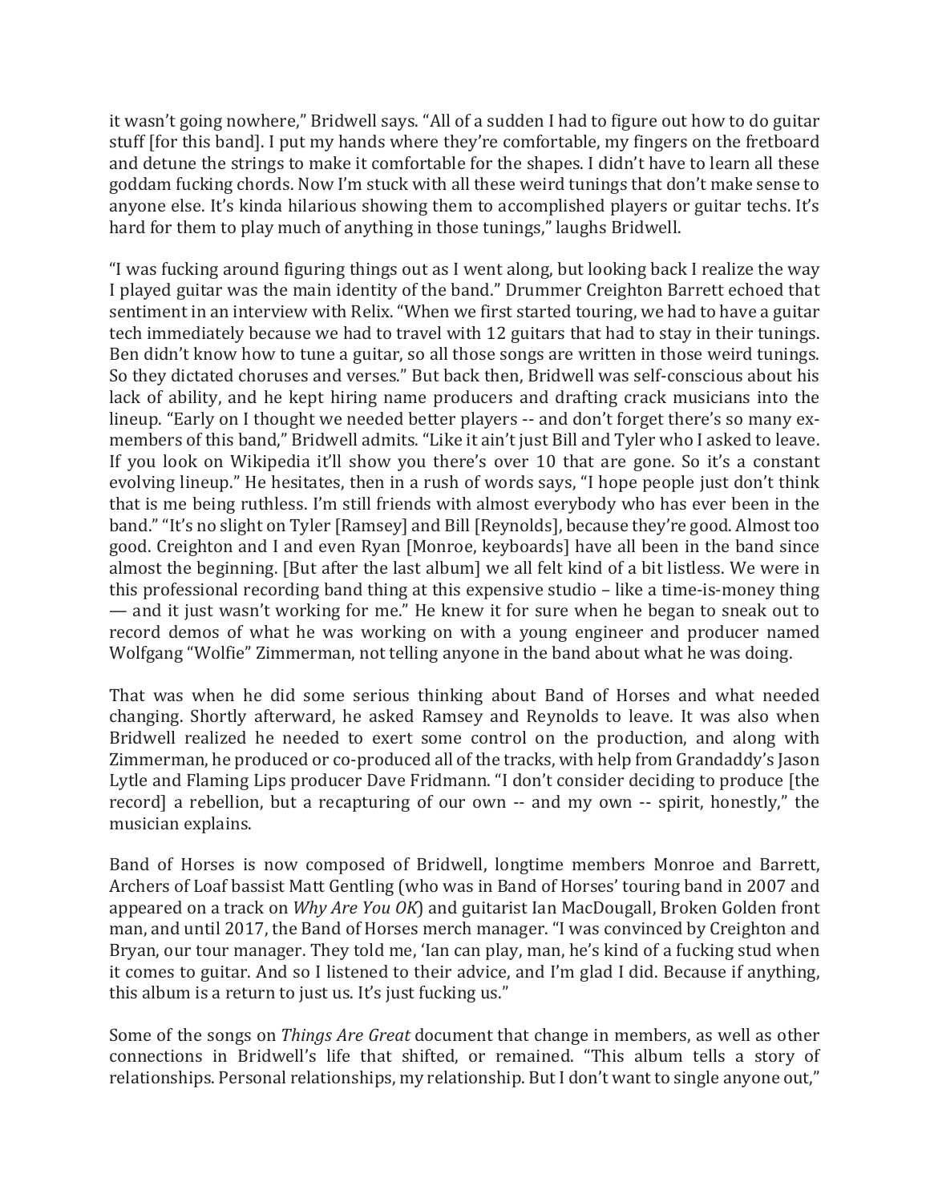it wasn't going nowhere," Bridwell says. "All of a sudden I had to figure out how to do guitar stuff [for this band]. I put my hands where they're comfortable, my fingers on the fretboard and detune the strings to make it comfortable for the shapes. I didn't have to learn all these goddam fucking chords. Now I'm stuck with all these weird tunings that don't make sense to anyone else. It's kinda hilarious showing them to accomplished players or guitar techs. It's hard for them to play much of anything in those tunings," laughs Bridwell.

"I was fucking around figuring things out as I went along, but looking back I realize the way I played guitar was the main identity of the band." Drummer Creighton Barrett echoed that sentiment in an interview with Relix. "When we first started touring, we had to have a guitar tech immediately because we had to travel with 12 guitars that had to stay in their tunings. Ben didn't know how to tune a guitar, so all those songs are written in those weird tunings. So they dictated choruses and verses." But back then, Bridwell was self-conscious about his lack of ability, and he kept hiring name producers and drafting crack musicians into the lineup. "Early on I thought we needed better players -- and don't forget there's so many ex-members of this band," Bridwell admits. "Like it ain't just Bill and Tyler who I asked to leave. If you look on Wikipedia it'll show you there's over 10 that are gone. So it's a constant evolving lineup." He hesitates, then in a rush of words says, "I hope people just don't think that is me being ruthless. I'm still friends with almost everybody who has ever been in the band." "It's no slight on Tyler [Ramsey] and Bill [Reynolds], because they're good. Almost too good. Creighton and I and even Ryan [Monroe, keyboards] have all been in the band since almost the beginning. [But after the last album] we all felt kind of a bit listless. We were in this professional recording band thing at this expensive studio – like a time-is-money thing — and it just wasn't working for me." He knew it for sure when he began to sneak out to record demos of what he was working on with a young engineer and producer named Wolfgang "Wolfie" Zimmerman, not telling anyone in the band about what he was doing.

That was when he did some serious thinking about Band of Horses and what needed changing. Shortly afterward, he asked Ramsey and Reynolds to leave. It was also when Bridwell realized he needed to exert some control on the production, and along with Zimmerman, he produced or co-produced all of the tracks, with help from Grandaddy's Jason Lytle and Flaming Lips producer Dave Fridmann. "I don't consider deciding to produce [the record] a rebellion, but a recapturing of our own -- and my own -- spirit, honestly," the musician explains.

Band of Horses is now composed of Bridwell, longtime members Monroe and Barrett, Archers of Loaf bassist Matt Gentling (who was in Band of Horses' touring band in 2007 and appeared on a track on *Why Are You OK*) and guitarist Ian MacDougall, Broken Golden front man, and until 2017, the Band of Horses merch manager. "I was convinced by Creighton and Bryan, our tour manager. They told me, 'Ian can play, man, he's kind of a fucking stud when it comes to guitar. And so I listened to their advice, and I'm glad I did. Because if anything, this album is a return to just us. It's just fucking us."

Some of the songs on *Things Are Great* document that change in members, as well as other connections in Bridwell's life that shifted, or remained. "This album tells a story of relationships. Personal relationships, my relationship. But I don't want to single anyone out,"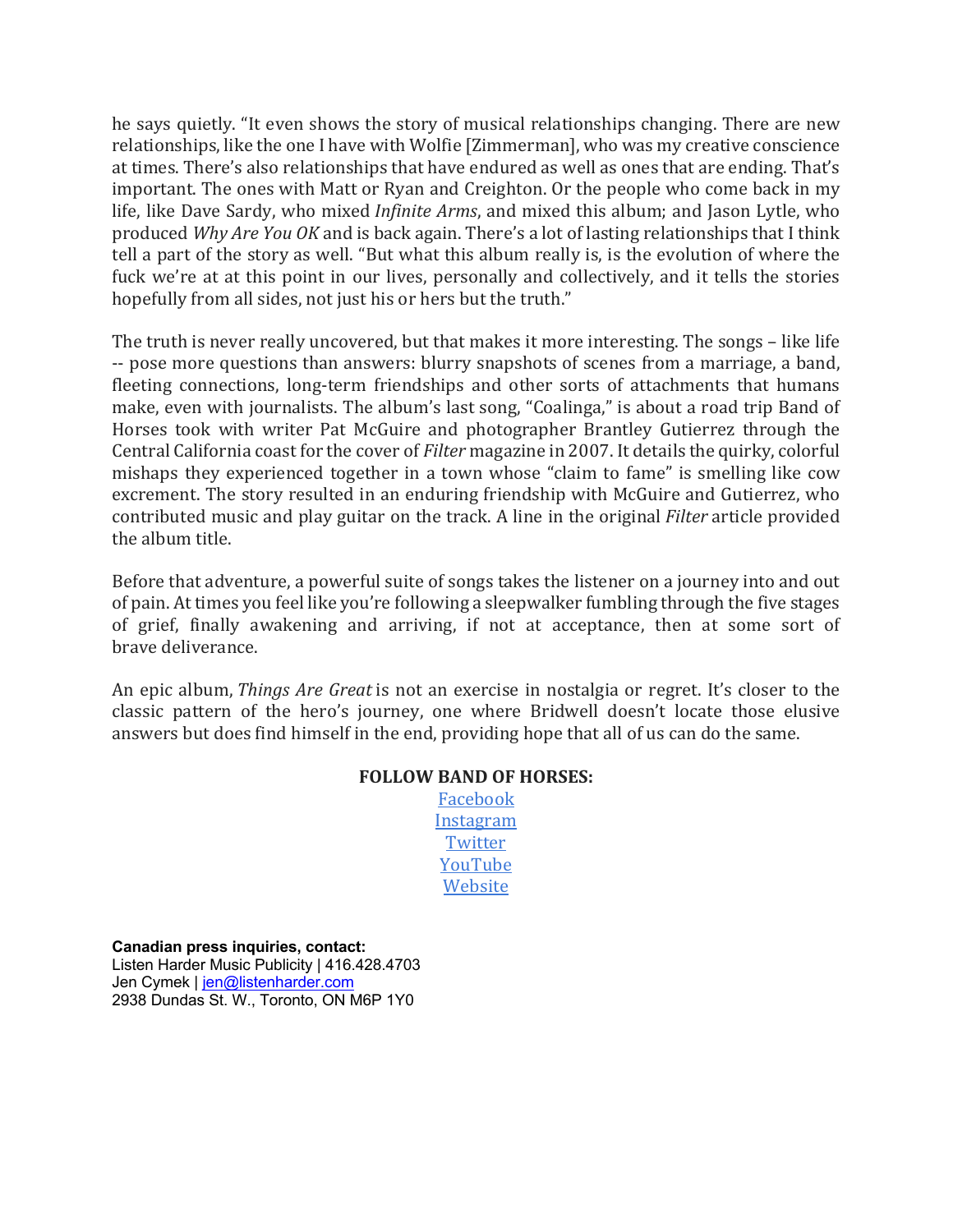he says quietly. "It even shows the story of musical relationships changing. There are new relationships, like the one I have with Wolfie [Zimmerman], who was my creative conscience at times. There's also relationships that have endured as well as ones that are ending. That's important. The ones with Matt or Ryan and Creighton. Or the people who come back in my life, like Dave Sardy, who mixed *Infinite Arms*, and mixed this album; and Jason Lytle, who produced *Why Are You OK* and is back again. There's a lot of lasting relationships that I think tell a part of the story as well. "But what this album really is, is the evolution of where the fuck we're at at this point in our lives, personally and collectively, and it tells the stories hopefully from all sides, not just his or hers but the truth."

The truth is never really uncovered, but that makes it more interesting. The songs – like life -- pose more questions than answers: blurry snapshots of scenes from a marriage, a band, fleeting connections, long-term friendships and other sorts of attachments that humans make, even with journalists. The album's last song, "Coalinga," is about a road trip Band of Horses took with writer Pat McGuire and photographer Brantley Gutierrez through the Central California coast for the cover of *Filter* magazine in 2007. It details the quirky, colorful mishaps they experienced together in a town whose "claim to fame" is smelling like cow excrement. The story resulted in an enduring friendship with McGuire and Gutierrez, who contributed music and play guitar on the track. A line in the original *Filter* article provided the album title.

Before that adventure, a powerful suite of songs takes the listener on a journey into and out of pain. At times you feel like you're following a sleepwalker fumbling through the five stages of grief, finally awakening and arriving, if not at acceptance, then at some sort of brave deliverance.

An epic album, *Things Are Great* is not an exercise in nostalgia or regret. It's closer to the classic pattern of the hero's journey, one where Bridwell doesn't locate those elusive answers but does find himself in the end, providing hope that all of us can do the same.

**FOLLOW BAND OF HORSES:**

Facebook
Instagram
Twitter
YouTube
Website

**Canadian press inquiries, contact:**
Listen Harder Music Publicity | 416.428.4703
Jen Cymek | jen@listenharder.com
2938 Dundas St. W., Toronto, ON M6P 1Y0